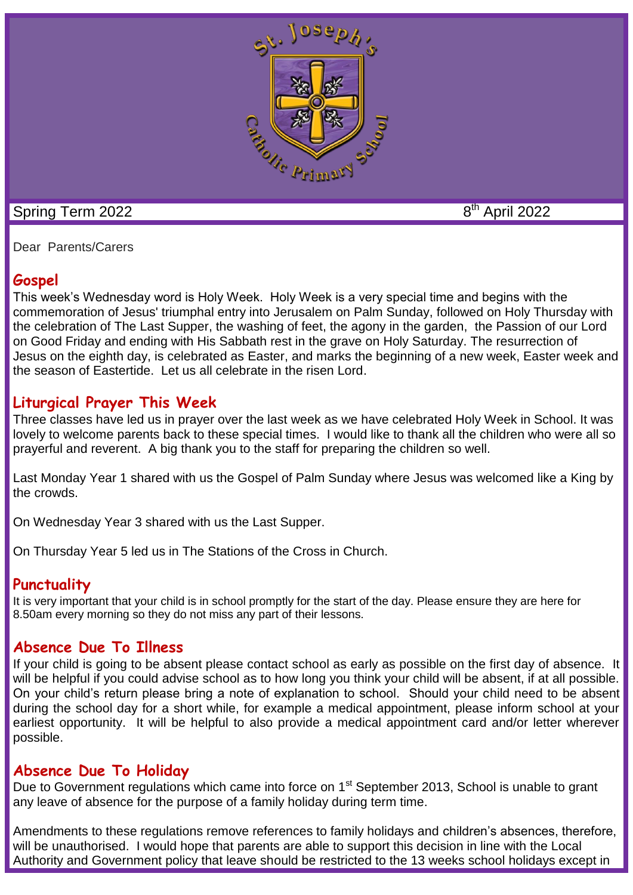St. Joseph's Catholic Primary School

Spring Term 2022 — 8th April 2022

Dear Parents/Carers

## Gospel

This week's Wednesday word is Holy Week. Holy Week is a very special time and begins with the commemoration of Jesus' triumphal entry into Jerusalem on Palm Sunday, followed on Holy Thursday with the celebration of The Last Supper, the washing of feet, the agony in the garden, the Passion of our Lord on Good Friday and ending with His Sabbath rest in the grave on Holy Saturday. The resurrection of Jesus on the eighth day, is celebrated as Easter, and marks the beginning of a new week, Easter week and the season of Eastertide. Let us all celebrate in the risen Lord.

## Liturgical Prayer This Week

Three classes have led us in prayer over the last week as we have celebrated Holy Week in School. It was lovely to welcome parents back to these special times. I would like to thank all the children who were all so prayerful and reverent. A big thank you to the staff for preparing the children so well.

Last Monday Year 1 shared with us the Gospel of Palm Sunday where Jesus was welcomed like a King by the crowds.

On Wednesday Year 3 shared with us the Last Supper.

On Thursday Year 5 led us in The Stations of the Cross in Church.

## Punctuality

It is very important that your child is in school promptly for the start of the day. Please ensure they are here for 8.50am every morning so they do not miss any part of their lessons.

## Absence Due To Illness

If your child is going to be absent please contact school as early as possible on the first day of absence. It will be helpful if you could advise school as to how long you think your child will be absent, if at all possible. On your child's return please bring a note of explanation to school. Should your child need to be absent during the school day for a short while, for example a medical appointment, please inform school at your earliest opportunity. It will be helpful to also provide a medical appointment card and/or letter wherever possible.

## Absence Due To Holiday

Due to Government regulations which came into force on 1st September 2013, School is unable to grant any leave of absence for the purpose of a family holiday during term time.

Amendments to these regulations remove references to family holidays and children's absences, therefore, will be unauthorised. I would hope that parents are able to support this decision in line with the Local Authority and Government policy that leave should be restricted to the 13 weeks school holidays except in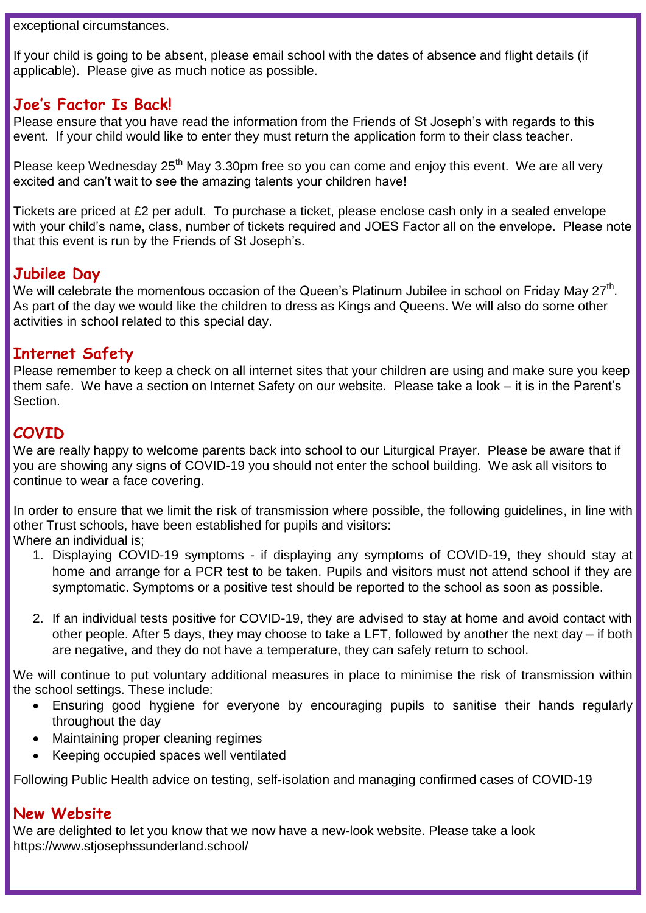exceptional circumstances.

If your child is going to be absent, please email school with the dates of absence and flight details (if applicable). Please give as much notice as possible.

## Joe's Factor Is Back!

Please ensure that you have read the information from the Friends of St Joseph's with regards to this event. If your child would like to enter they must return the application form to their class teacher.

Please keep Wednesday 25th May 3.30pm free so you can come and enjoy this event. We are all very excited and can't wait to see the amazing talents your children have!

Tickets are priced at £2 per adult. To purchase a ticket, please enclose cash only in a sealed envelope with your child's name, class, number of tickets required and JOES Factor all on the envelope. Please note that this event is run by the Friends of St Joseph's.

## Jubilee Day

We will celebrate the momentous occasion of the Queen's Platinum Jubilee in school on Friday May 27th. As part of the day we would like the children to dress as Kings and Queens. We will also do some other activities in school related to this special day.

## Internet Safety

Please remember to keep a check on all internet sites that your children are using and make sure you keep them safe. We have a section on Internet Safety on our website. Please take a look – it is in the Parent's Section.

## COVID

We are really happy to welcome parents back into school to our Liturgical Prayer. Please be aware that if you are showing any signs of COVID-19 you should not enter the school building. We ask all visitors to continue to wear a face covering.

In order to ensure that we limit the risk of transmission where possible, the following guidelines, in line with other Trust schools, have been established for pupils and visitors:
Where an individual is;

1. Displaying COVID-19 symptoms - if displaying any symptoms of COVID-19, they should stay at home and arrange for a PCR test to be taken. Pupils and visitors must not attend school if they are symptomatic. Symptoms or a positive test should be reported to the school as soon as possible.

2. If an individual tests positive for COVID-19, they are advised to stay at home and avoid contact with other people. After 5 days, they may choose to take a LFT, followed by another the next day – if both are negative, and they do not have a temperature, they can safely return to school.

We will continue to put voluntary additional measures in place to minimise the risk of transmission within the school settings. These include:

- Ensuring good hygiene for everyone by encouraging pupils to sanitise their hands regularly throughout the day
- Maintaining proper cleaning regimes
- Keeping occupied spaces well ventilated

Following Public Health advice on testing, self-isolation and managing confirmed cases of COVID-19

## New Website

We are delighted to let you know that we now have a new-look website. Please take a look https://www.stjosephssunderland.school/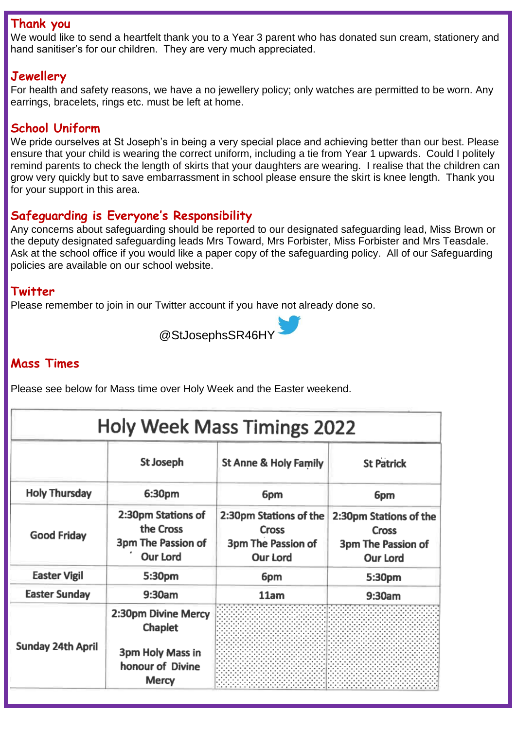## Thank you

We would like to send a heartfelt thank you to a Year 3 parent who has donated sun cream, stationery and hand sanitiser's for our children. They are very much appreciated.

## Jewellery

For health and safety reasons, we have a no jewellery policy; only watches are permitted to be worn. Any earrings, bracelets, rings etc. must be left at home.

## School Uniform

We pride ourselves at St Joseph's in being a very special place and achieving better than our best. Please ensure that your child is wearing the correct uniform, including a tie from Year 1 upwards. Could I politely remind parents to check the length of skirts that your daughters are wearing. I realise that the children can grow very quickly but to save embarrassment in school please ensure the skirt is knee length. Thank you for your support in this area.

## Safeguarding is Everyone's Responsibility

Any concerns about safeguarding should be reported to our designated safeguarding lead, Miss Brown or the deputy designated safeguarding leads Mrs Toward, Mrs Forbister, Miss Forbister and Mrs Teasdale. Ask at the school office if you would like a paper copy of the safeguarding policy. All of our Safeguarding policies are available on our school website.

## Twitter

Please remember to join in our Twitter account if you have not already done so.

@StJosephsSR46HY

## Mass Times

Please see below for Mass time over Holy Week and the Easter weekend.

**Holy Week Mass Timings 2022**

| | St Joseph | St Anne & Holy Family | St Patrick |
|---|---|---|---|
| Holy Thursday | 6:30pm | 6pm | 6pm |
| Good Friday | 2:30pm Stations of the Cross<br>3pm The Passion of Our Lord | 2:30pm Stations of the Cross<br>3pm The Passion of Our Lord | 2:30pm Stations of the Cross<br>3pm The Passion of Our Lord |
| Easter Vigil | 5:30pm | 6pm | 5:30pm |
| Easter Sunday | 9:30am | 11am | 9:30am |
| Sunday 24th April | 2:30pm Divine Mercy Chaplet<br>3pm Holy Mass in honour of Divine Mercy | | |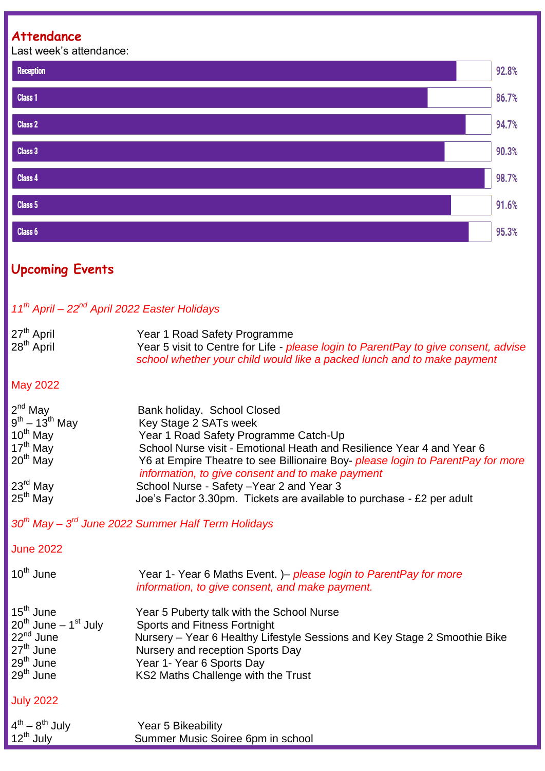## Attendance

Last week's attendance:

| Class | Attendance |
|---|---|
| Reception | 92.8% |
| Class 1 | 86.7% |
| Class 2 | 94.7% |
| Class 3 | 90.3% |
| Class 4 | 98.7% |
| Class 5 | 91.6% |
| Class 6 | 95.3% |

## Upcoming Events

*11th April – 22nd April 2022 Easter Holidays*

| | |
|---|---|
| 27th April | Year 1 Road Safety Programme |
| 28th April | Year 5 visit to Centre for Life - *please login to ParentPay to give consent, advise school whether your child would like a packed lunch and to make payment* |

May 2022

| | |
|---|---|
| 2nd May | Bank holiday. School Closed |
| 9th – 13th May | Key Stage 2 SATs week |
| 10th May | Year 1 Road Safety Programme Catch-Up |
| 17th May | School Nurse visit - Emotional Heath and Resilience Year 4 and Year 6 |
| 20th May | Y6 at Empire Theatre to see Billionaire Boy- *please login to ParentPay for more information, to give consent and to make payment* |
| 23rd May | School Nurse - Safety –Year 2 and Year 3 |
| 25th May | Joe's Factor 3.30pm. Tickets are available to purchase - £2 per adult |

*30th May – 3rd June 2022 Summer Half Term Holidays*

June 2022

| | |
|---|---|
| 10th June | Year 1- Year 6 Maths Event. )– *please login to ParentPay for more information, to give consent, and make payment.* |
| 15th June | Year 5 Puberty talk with the School Nurse |
| 20th June – 1st July | Sports and Fitness Fortnight |
| 22nd June | Nursery – Year 6 Healthy Lifestyle Sessions and Key Stage 2 Smoothie Bike |
| 27th June | Nursery and reception Sports Day |
| 29th June | Year 1- Year 6 Sports Day |
| 29th June | KS2 Maths Challenge with the Trust |

July 2022

| | |
|---|---|
| 4th – 8th July | Year 5 Bikeability |
| 12th July | Summer Music Soiree 6pm in school |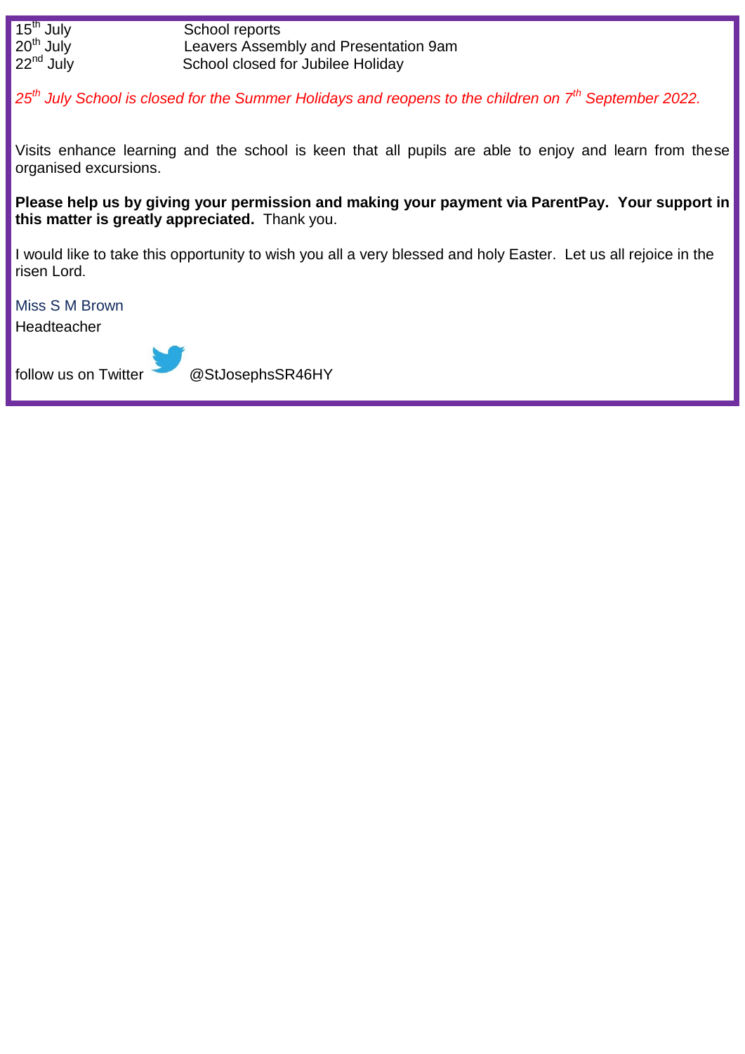| | |
|---|---|
| 15th July | School reports |
| 20th July | Leavers Assembly and Presentation 9am |
| 22nd July | School closed for Jubilee Holiday |

*25th July School is closed for the Summer Holidays and reopens to the children on 7th September 2022.*

Visits enhance learning and the school is keen that all pupils are able to enjoy and learn from these organised excursions.

**Please help us by giving your permission and making your payment via ParentPay. Your support in this matter is greatly appreciated.** Thank you.

I would like to take this opportunity to wish you all a very blessed and holy Easter. Let us all rejoice in the risen Lord.

Miss S M Brown

Headteacher

follow us on Twitter @StJosephsSR46HY